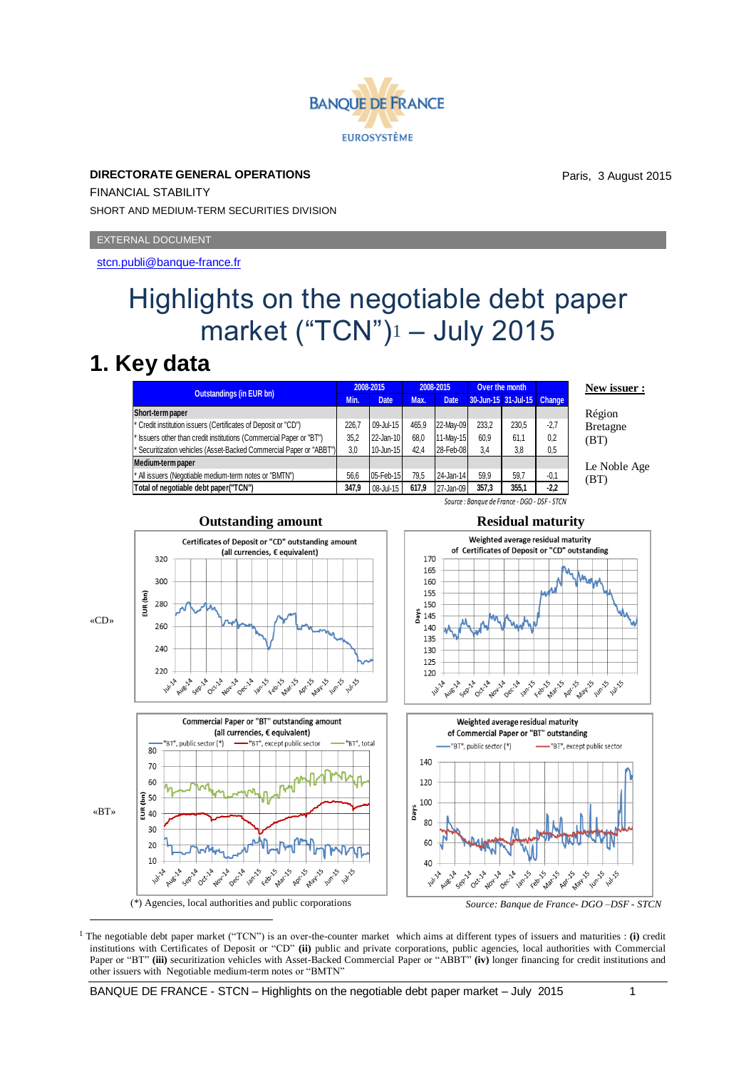BANQUE DE FRANCE
EUROSYSTÈME

**DIRECTORATE GENERAL OPERATIONS**

FINANCIAL STABILITY

SHORT AND MEDIUM-TERM SECURITIES DIVISION

Paris, 3 August 2015

EXTERNAL DOCUMENT

stcn.publi@banque-france.fr

# Highlights on the negotiable debt paper market (“TCN”)[1] – July 2015

## 1. Key data

| Outstandings (in EUR bn) | 2008-2015 Min. | Date | 2008-2015 Max. | Date | Over the month 30-Jun-15 | 31-Jul-15 | Change |
|---|---|---|---|---|---|---|---|
| **Short-term paper** | | | | | | | |
| * Credit institution issuers (Certificates of Deposit or "CD") | 226,7 | 09-Jul-15 | 465,9 | 22-May-09 | 233,2 | 230,5 | -2,7 |
| * Issuers other than credit institutions (Commercial Paper or "BT") | 35,2 | 22-Jan-10 | 68,0 | 11-May-15 | 60,9 | 61,1 | 0,2 |
| * Securitization vehicles (Asset-Backed Commercial Paper or "ABBT") | 3,0 | 10-Jun-15 | 42,4 | 28-Feb-08 | 3,4 | 3,8 | 0,5 |
| **Medium-term paper** | | | | | | | |
| * All issuers (Negotiable medium-term notes or "BMTN") | 56,6 | 05-Feb-15 | 79,5 | 24-Jan-14 | 59,9 | 59,7 | -0,1 |
| **Total of negotiable debt paper("TCN")** | **347,9** | 08-Jul-15 | **617,9** | 27-Jan-09 | **357,3** | **355,1** | **-2,2** |

*Source : Banque de France - DGO - DSF - STCN*

**New issuer :**

Région Bretagne (BT)

Le Noble Age (BT)

**Outstanding amount** | **Residual maturity**

«CD»

«BT»

(*) Agencies, local authorities and public corporations

*Source: Banque de France- DGO –DSF - STCN*

---

[1] The negotiable debt paper market (“TCN”) is an over-the-counter market which aims at different types of issuers and maturities : **(i)** credit institutions with Certificates of Deposit or “CD” **(ii)** public and private corporations, public agencies, local authorities with Commercial Paper or “BT” **(iii)** securitization vehicles with Asset-Backed Commercial Paper or “ABBT” **(iv)** longer financing for credit institutions and other issuers with Negotiable medium-term notes or “BMTN”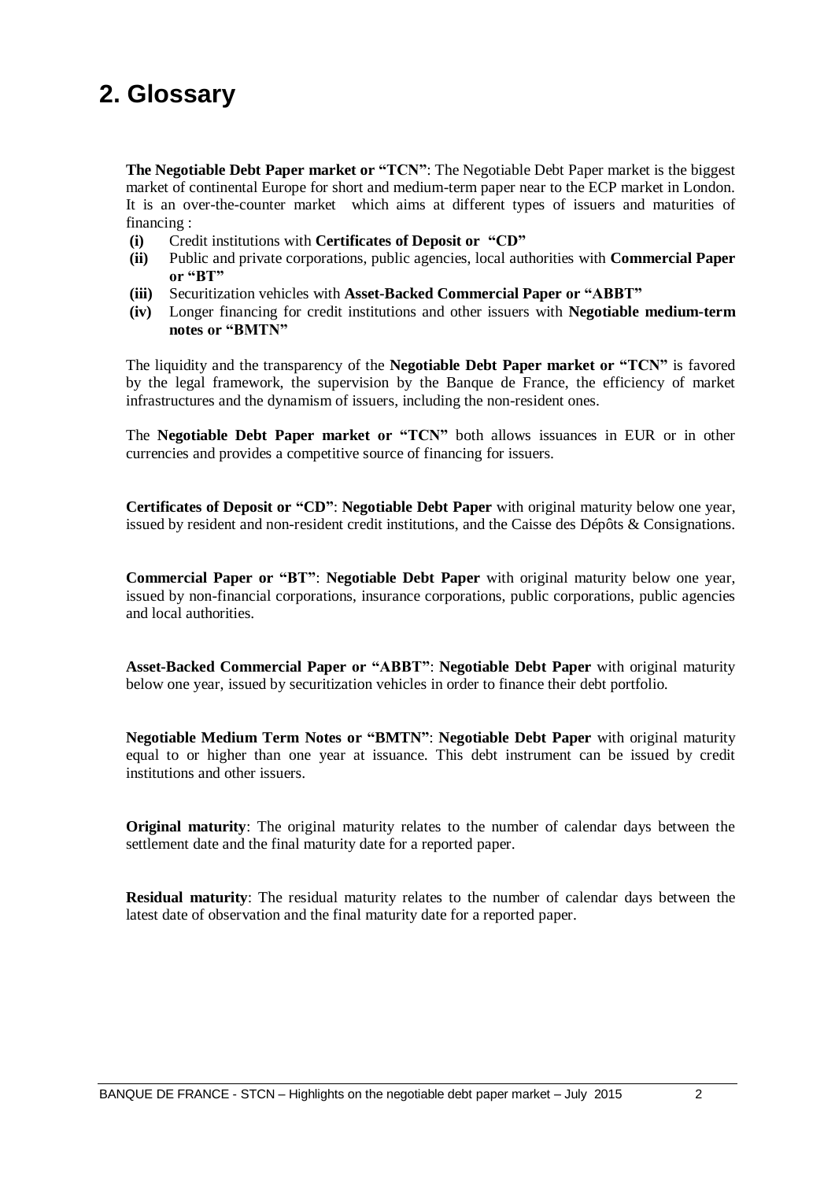# 2. Glossary

**The Negotiable Debt Paper market or "TCN"**: The Negotiable Debt Paper market is the biggest market of continental Europe for short and medium-term paper near to the ECP market in London. It is an over-the-counter market which aims at different types of issuers and maturities of financing :

- **(i)** Credit institutions with **Certificates of Deposit or "CD"**
- **(ii)** Public and private corporations, public agencies, local authorities with **Commercial Paper or "BT"**
- **(iii)** Securitization vehicles with **Asset-Backed Commercial Paper or "ABBT"**
- **(iv)** Longer financing for credit institutions and other issuers with **Negotiable medium-term notes or "BMTN"**

The liquidity and the transparency of the **Negotiable Debt Paper market or "TCN"** is favored by the legal framework, the supervision by the Banque de France, the efficiency of market infrastructures and the dynamism of issuers, including the non-resident ones.

The **Negotiable Debt Paper market or "TCN"** both allows issuances in EUR or in other currencies and provides a competitive source of financing for issuers.

**Certificates of Deposit or "CD"**: **Negotiable Debt Paper** with original maturity below one year, issued by resident and non-resident credit institutions, and the Caisse des Dépôts & Consignations.

**Commercial Paper or "BT"**: **Negotiable Debt Paper** with original maturity below one year, issued by non-financial corporations, insurance corporations, public corporations, public agencies and local authorities.

**Asset-Backed Commercial Paper or "ABBT"**: **Negotiable Debt Paper** with original maturity below one year, issued by securitization vehicles in order to finance their debt portfolio.

**Negotiable Medium Term Notes or "BMTN"**: **Negotiable Debt Paper** with original maturity equal to or higher than one year at issuance. This debt instrument can be issued by credit institutions and other issuers.

**Original maturity**: The original maturity relates to the number of calendar days between the settlement date and the final maturity date for a reported paper.

**Residual maturity**: The residual maturity relates to the number of calendar days between the latest date of observation and the final maturity date for a reported paper.